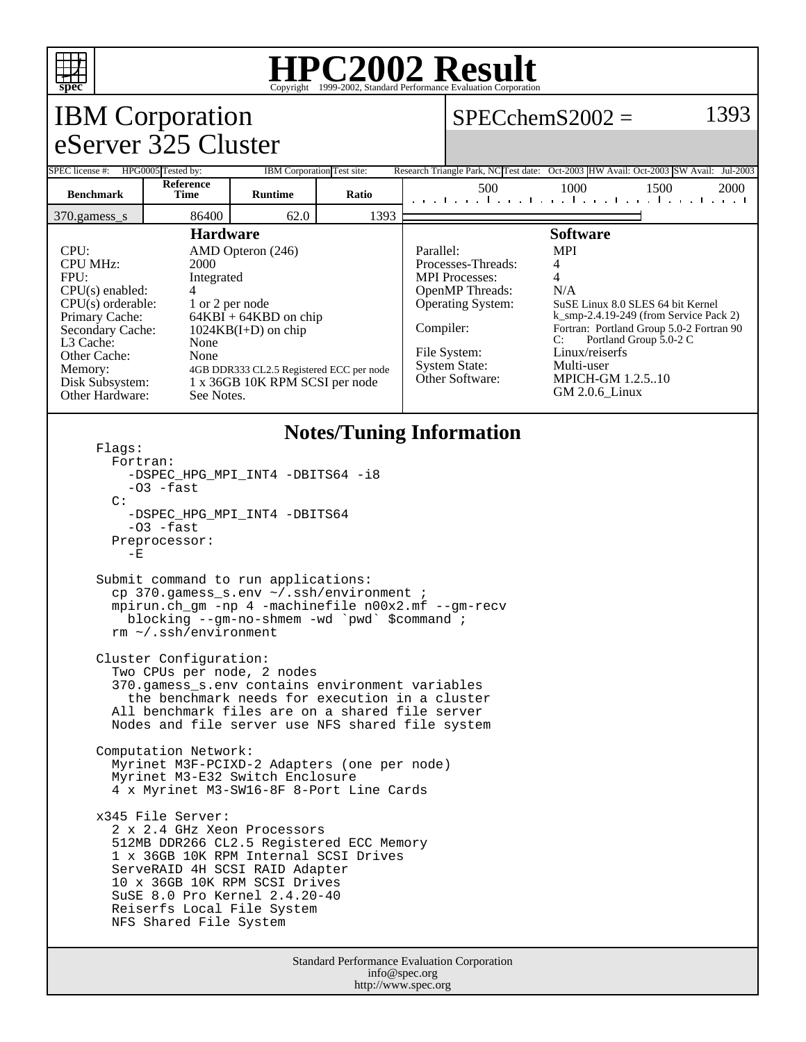# HPC2002 Result

Copyright 1999-2002, Standard Performance Evaluation Corporation

## IBM Corporation
## eServer 325 Cluster

SPECchemS2002 = 1393

| SPEC license #: | HPG0005 | Tested by: | IBM Corporation | Test site: | Research Triangle Park, NC | Test date: | Oct-2003 | HW Avail: | Oct-2003 | SW Avail: | Jul-2003 |
|---|---|---|---|---|---|---|---|---|---|---|---|

| Benchmark | Reference Time | Runtime | Ratio |
|---|---|---|---|
| 370.gamess_s | 86400 | 62.0 | 1393 |

### Hardware

| | |
|---|---|
| CPU: | AMD Opteron (246) |
| CPU MHz: | 2000 |
| FPU: | Integrated |
| CPU(s) enabled: | 4 |
| CPU(s) orderable: | 1 or 2 per node |
| Primary Cache: | 64KBI + 64KBD on chip |
| Secondary Cache: | 1024KB(I+D) on chip |
| L3 Cache: | None |
| Other Cache: | None |
| Memory: | 4GB DDR333 CL2.5 Registered ECC per node |
| Disk Subsystem: | 1 x 36GB 10K RPM SCSI per node |
| Other Hardware: | See Notes. |

### Software

| | |
|---|---|
| Parallel: | MPI |
| Processes-Threads: | 4 |
| MPI Processes: | 4 |
| OpenMP Threads: | N/A |
| Operating System: | SuSE Linux 8.0 SLES 64 bit Kernel k_smp-2.4.19-249 (from Service Pack 2) |
| Compiler: | Fortran: Portland Group 5.0-2 Fortran 90<br>C: Portland Group 5.0-2 C |
| File System: | Linux/reiserfs |
| System State: | Multi-user |
| Other Software: | MPICH-GM 1.2.5..10<br>GM 2.0.6_Linux |

### Notes/Tuning Information

```
Flags:
  Fortran:
    -DSPEC_HPG_MPI_INT4 -DBITS64 -i8
    -O3 -fast
  C:
    -DSPEC_HPG_MPI_INT4 -DBITS64
    -O3 -fast
  Preprocessor:
    -E

Submit command to run applications:
  cp 370.gamess_s.env ~/.ssh/environment ;
  mpirun.ch_gm -np 4 -machinefile n00x2.mf --gm-recv
    blocking --gm-no-shmem -wd `pwd` $command ;
  rm ~/.ssh/environment

Cluster Configuration:
  Two CPUs per node, 2 nodes
  370.gamess_s.env contains environment variables
    the benchmark needs for execution in a cluster
  All benchmark files are on a shared file server
  Nodes and file server use NFS shared file system

Computation Network:
  Myrinet M3F-PCIXD-2 Adapters (one per node)
  Myrinet M3-E32 Switch Enclosure
  4 x Myrinet M3-SW16-8F 8-Port Line Cards

x345 File Server:
  2 x 2.4 GHz Xeon Processors
  512MB DDR266 CL2.5 Registered ECC Memory
  1 x 36GB 10K RPM Internal SCSI Drives
  ServeRAID 4H SCSI RAID Adapter
  10 x 36GB 10K RPM SCSI Drives
  SuSE 8.0 Pro Kernel 2.4.20-40
  Reiserfs Local File System
  NFS Shared File System
```

Standard Performance Evaluation Corporation
info@spec.org
http://www.spec.org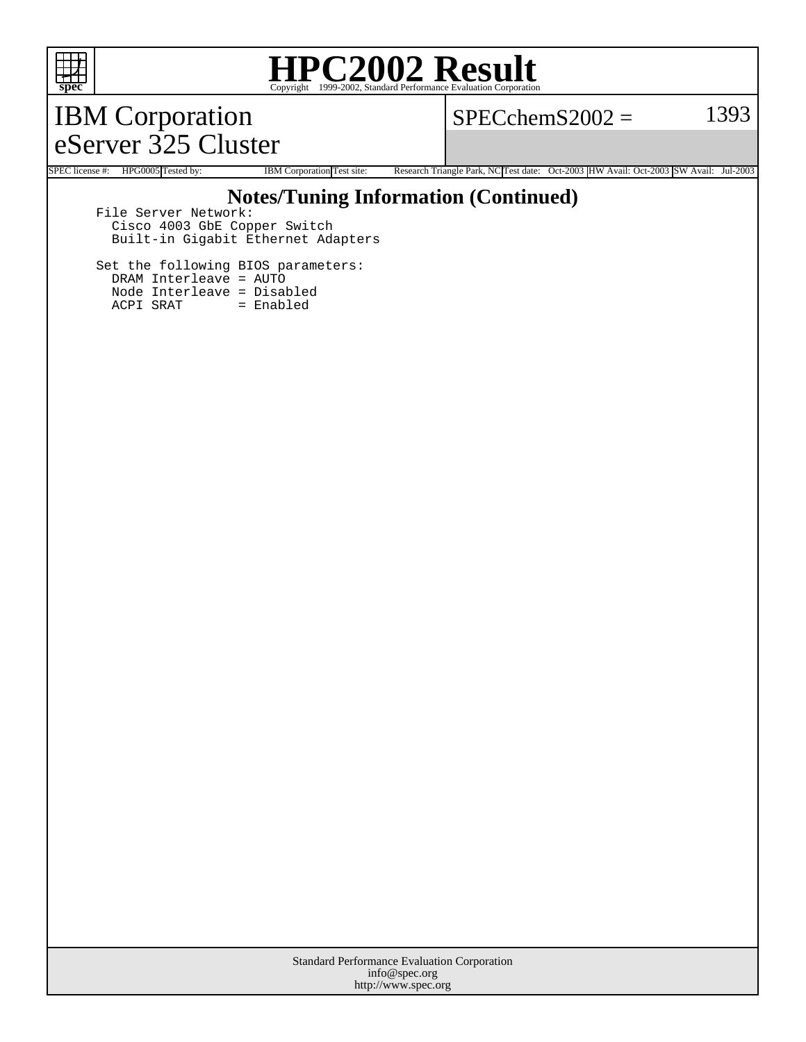# HPC2002 Result

Copyright 1999-2002, Standard Performance Evaluation Corporation

## IBM Corporation
## eServer 325 Cluster

SPECchemS2002 = 1393

| SPEC license #: | HPG0005 | Tested by: | IBM Corporation | Test site: | Research Triangle Park, NC | Test date: | Oct-2003 | HW Avail: | Oct-2003 | SW Avail: | Jul-2003 |
|---|---|---|---|---|---|---|---|---|---|---|---|

### Notes/Tuning Information (Continued)

```
File Server Network:
  Cisco 4003 GbE Copper Switch
  Built-in Gigabit Ethernet Adapters

Set the following BIOS parameters:
  DRAM Interleave = AUTO
  Node Interleave = Disabled
  ACPI SRAT       = Enabled
```